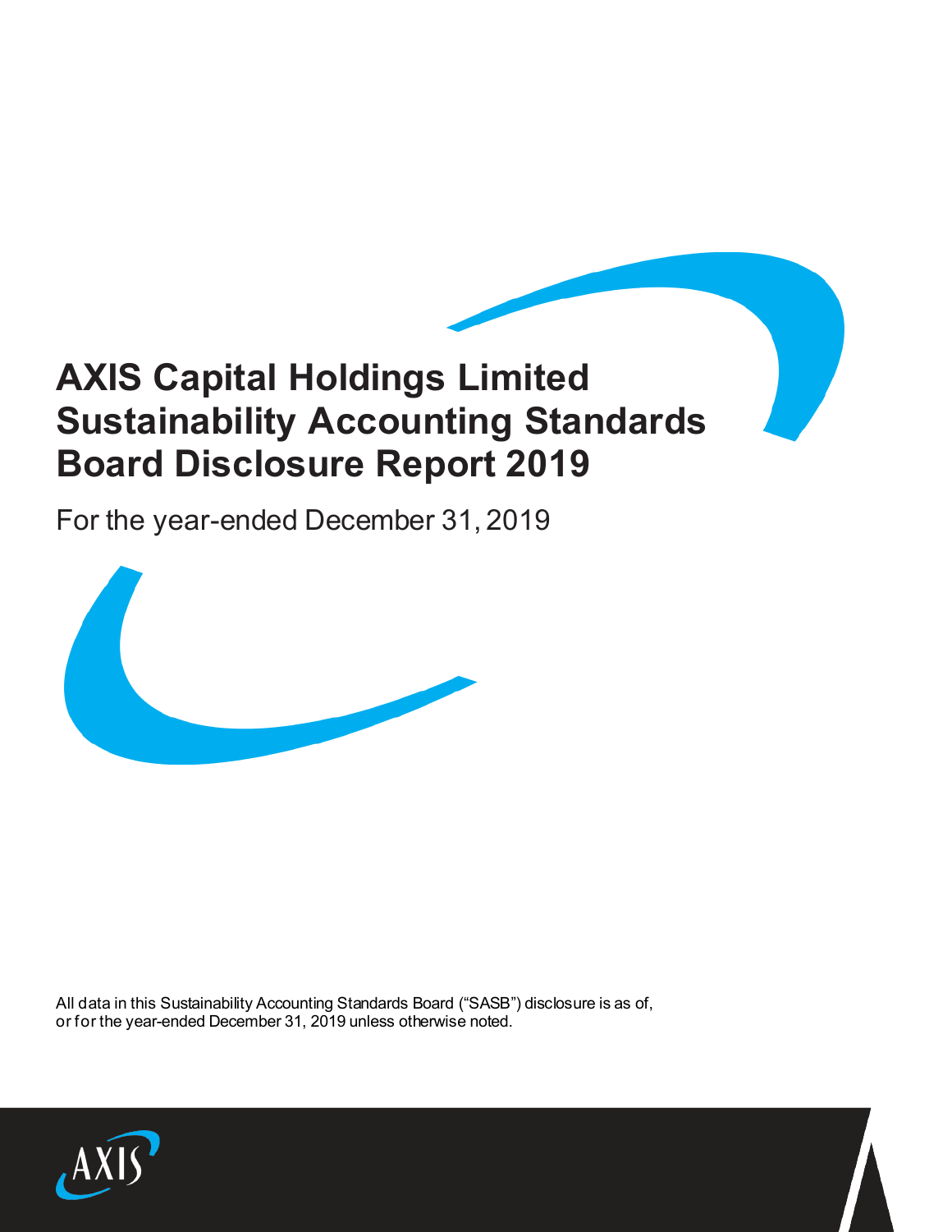# AXIS Capital Holdings Limited Sustainability Accounting Standards Board Disclosure Report 2019

For the year-ended December 31, 2019

All data in this Sustainability Accounting Standards Board ("SASB") disclosure is as of, or for the year-ended December 31, 2019 unless otherwise noted.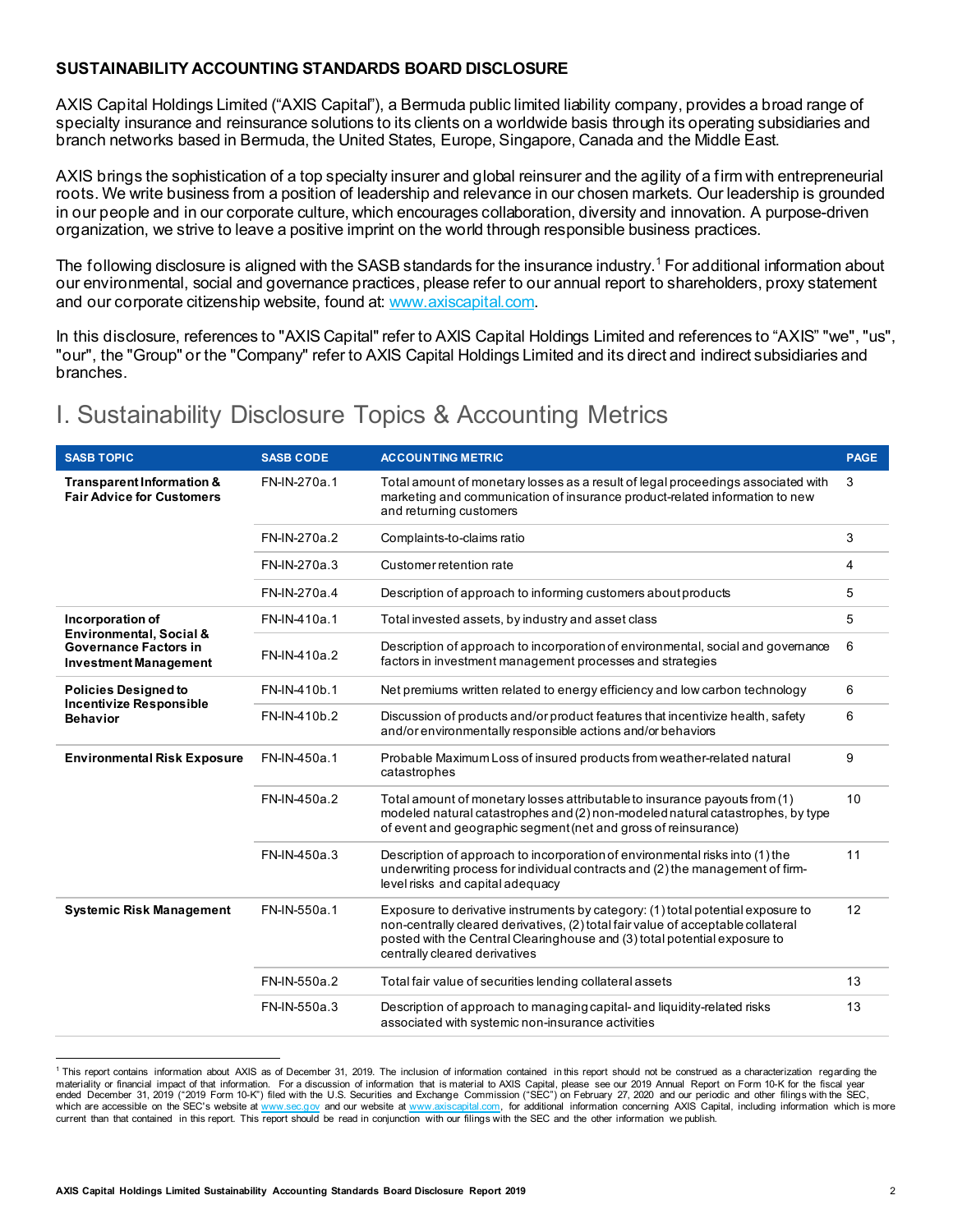**SUSTAINABILITY ACCOUNTING STANDARDS BOARD DISCLOSURE**

AXIS Capital Holdings Limited ("AXIS Capital"), a Bermuda public limited liability company, provides a broad range of specialty insurance and reinsurance solutions to its clients on a worldwide basis through its operating subsidiaries and branch networks based in Bermuda, the United States, Europe, Singapore, Canada and the Middle East.

AXIS brings the sophistication of a top specialty insurer and global reinsurer and the agility of a firm with entrepreneurial roots. We write business from a position of leadership and relevance in our chosen markets. Our leadership is grounded in our people and in our corporate culture, which encourages collaboration, diversity and innovation. A purpose-driven organization, we strive to leave a positive imprint on the world through responsible business practices.

The following disclosure is aligned with the SASB standards for the insurance industry.[1] For additional information about our environmental, social and governance practices, please refer to our annual report to shareholders, proxy statement and our corporate citizenship website, found at: www.axiscapital.com.

In this disclosure, references to "AXIS Capital" refer to AXIS Capital Holdings Limited and references to "AXIS" "we", "us", "our", the "Group" or the "Company" refer to AXIS Capital Holdings Limited and its direct and indirect subsidiaries and branches.

# I. Sustainability Disclosure Topics & Accounting Metrics

| SASB TOPIC | SASB CODE | ACCOUNTING METRIC | PAGE |
|---|---|---|---|
| **Transparent Information & Fair Advice for Customers** | FN-IN-270a.1 | Total amount of monetary losses as a result of legal proceedings associated with marketing and communication of insurance product-related information to new and returning customers | 3 |
| | FN-IN-270a.2 | Complaints-to-claims ratio | 3 |
| | FN-IN-270a.3 | Customer retention rate | 4 |
| | FN-IN-270a.4 | Description of approach to informing customers about products | 5 |
| **Incorporation of Environmental, Social & Governance Factors in Investment Management** | FN-IN-410a.1 | Total invested assets, by industry and asset class | 5 |
| | FN-IN-410a.2 | Description of approach to incorporation of environmental, social and governance factors in investment management processes and strategies | 6 |
| **Policies Designed to Incentivize Responsible Behavior** | FN-IN-410b.1 | Net premiums written related to energy efficiency and low carbon technology | 6 |
| | FN-IN-410b.2 | Discussion of products and/or product features that incentivize health, safety and/or environmentally responsible actions and/or behaviors | 6 |
| **Environmental Risk Exposure** | FN-IN-450a.1 | Probable Maximum Loss of insured products from weather-related natural catastrophes | 9 |
| | FN-IN-450a.2 | Total amount of monetary losses attributable to insurance payouts from (1) modeled natural catastrophes and (2) non-modeled natural catastrophes, by type of event and geographic segment (net and gross of reinsurance) | 10 |
| | FN-IN-450a.3 | Description of approach to incorporation of environmental risks into (1) the underwriting process for individual contracts and (2) the management of firm-level risks and capital adequacy | 11 |
| **Systemic Risk Management** | FN-IN-550a.1 | Exposure to derivative instruments by category: (1) total potential exposure to non-centrally cleared derivatives, (2) total fair value of acceptable collateral posted with the Central Clearinghouse and (3) total potential exposure to centrally cleared derivatives | 12 |
| | FN-IN-550a.2 | Total fair value of securities lending collateral assets | 13 |
| | FN-IN-550a.3 | Description of approach to managing capital- and liquidity-related risks associated with systemic non-insurance activities | 13 |

[1] This report contains information about AXIS as of December 31, 2019. The inclusion of information contained in this report should not be construed as a characterization regarding the materiality or financial impact of that information. For a discussion of information that is material to AXIS Capital, please see our 2019 Annual Report on Form 10-K for the fiscal year ended December 31, 2019 ("2019 Form 10-K") filed with the U.S. Securities and Exchange Commission ("SEC") on February 27, 2020 and our periodic and other filings with the SEC, which are accessible on the SEC's website at www.sec.gov and our website at www.axiscapital.com, for additional information concerning AXIS Capital, including information which is more current than that contained in this report. This report should be read in conjunction with our filings with the SEC and the other information we publish.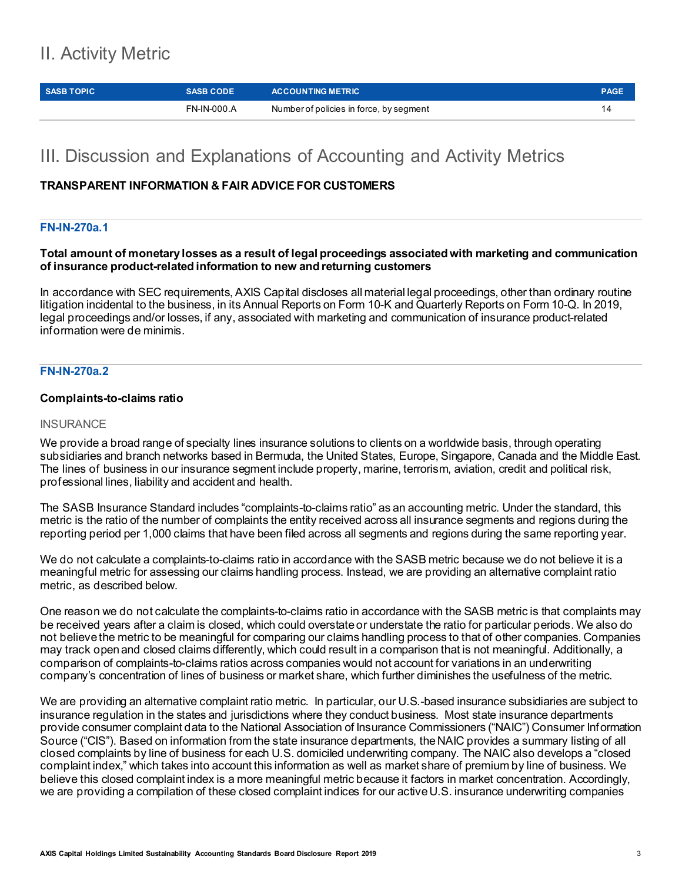# II. Activity Metric

| SASB TOPIC | SASB CODE | ACCOUNTING METRIC | PAGE |
|---|---|---|---|
| | FN-IN-000.A | Number of policies in force, by segment | 14 |

# III. Discussion and Explanations of Accounting and Activity Metrics

## TRANSPARENT INFORMATION & FAIR ADVICE FOR CUSTOMERS

### FN-IN-270a.1

**Total amount of monetary losses as a result of legal proceedings associated with marketing and communication of insurance product-related information to new and returning customers**

In accordance with SEC requirements, AXIS Capital discloses all material legal proceedings, other than ordinary routine litigation incidental to the business, in its Annual Reports on Form 10-K and Quarterly Reports on Form 10-Q. In 2019, legal proceedings and/or losses, if any, associated with marketing and communication of insurance product-related information were de minimis.

### FN-IN-270a.2

**Complaints-to-claims ratio**

INSURANCE

We provide a broad range of specialty lines insurance solutions to clients on a worldwide basis, through operating subsidiaries and branch networks based in Bermuda, the United States, Europe, Singapore, Canada and the Middle East. The lines of business in our insurance segment include property, marine, terrorism, aviation, credit and political risk, professional lines, liability and accident and health.

The SASB Insurance Standard includes "complaints-to-claims ratio" as an accounting metric. Under the standard, this metric is the ratio of the number of complaints the entity received across all insurance segments and regions during the reporting period per 1,000 claims that have been filed across all segments and regions during the same reporting year.

We do not calculate a complaints-to-claims ratio in accordance with the SASB metric because we do not believe it is a meaningful metric for assessing our claims handling process. Instead, we are providing an alternative complaint ratio metric, as described below.

One reason we do not calculate the complaints-to-claims ratio in accordance with the SASB metric is that complaints may be received years after a claim is closed, which could overstate or understate the ratio for particular periods. We also do not believe the metric to be meaningful for comparing our claims handling process to that of other companies. Companies may track open and closed claims differently, which could result in a comparison that is not meaningful. Additionally, a comparison of complaints-to-claims ratios across companies would not account for variations in an underwriting company's concentration of lines of business or market share, which further diminishes the usefulness of the metric.

We are providing an alternative complaint ratio metric. In particular, our U.S.-based insurance subsidiaries are subject to insurance regulation in the states and jurisdictions where they conduct business. Most state insurance departments provide consumer complaint data to the National Association of Insurance Commissioners ("NAIC") Consumer Information Source ("CIS"). Based on information from the state insurance departments, the NAIC provides a summary listing of all closed complaints by line of business for each U.S. domiciled underwriting company. The NAIC also develops a "closed complaint index," which takes into account this information as well as market share of premium by line of business. We believe this closed complaint index is a more meaningful metric because it factors in market concentration. Accordingly, we are providing a compilation of these closed complaint indices for our active U.S. insurance underwriting companies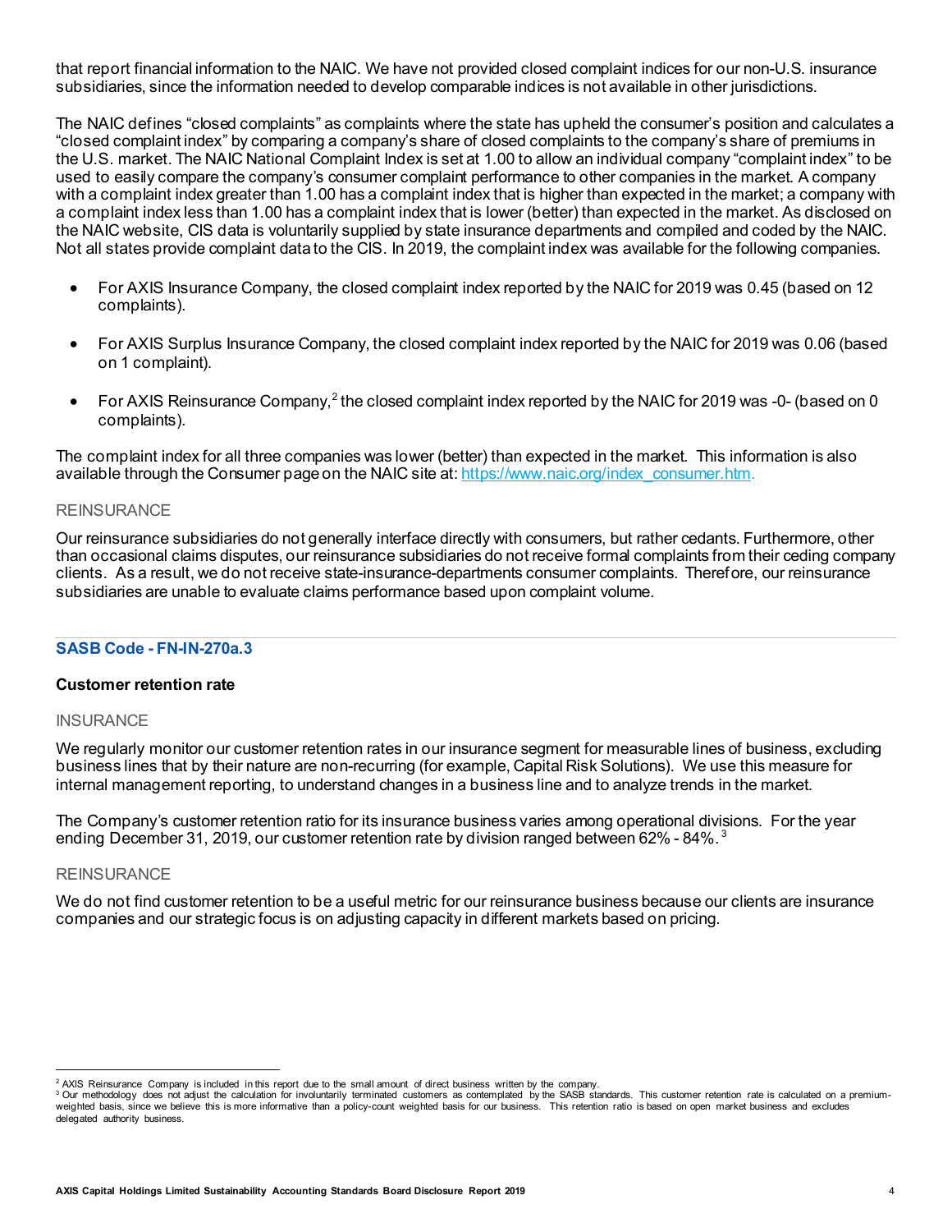that report financial information to the NAIC. We have not provided closed complaint indices for our non-U.S. insurance subsidiaries, since the information needed to develop comparable indices is not available in other jurisdictions.

The NAIC defines "closed complaints" as complaints where the state has upheld the consumer's position and calculates a "closed complaint index" by comparing a company's share of closed complaints to the company's share of premiums in the U.S. market. The NAIC National Complaint Index is set at 1.00 to allow an individual company "complaint index" to be used to easily compare the company's consumer complaint performance to other companies in the market. A company with a complaint index greater than 1.00 has a complaint index that is higher than expected in the market; a company with a complaint index less than 1.00 has a complaint index that is lower (better) than expected in the market. As disclosed on the NAIC website, CIS data is voluntarily supplied by state insurance departments and compiled and coded by the NAIC. Not all states provide complaint data to the CIS. In 2019, the complaint index was available for the following companies.

- For AXIS Insurance Company, the closed complaint index reported by the NAIC for 2019 was 0.45 (based on 12 complaints).
- For AXIS Surplus Insurance Company, the closed complaint index reported by the NAIC for 2019 was 0.06 (based on 1 complaint).
- For AXIS Reinsurance Company,[2] the closed complaint index reported by the NAIC for 2019 was -0- (based on 0 complaints).

The complaint index for all three companies was lower (better) than expected in the market. This information is also available through the Consumer page on the NAIC site at: https://www.naic.org/index_consumer.htm.

REINSURANCE

Our reinsurance subsidiaries do not generally interface directly with consumers, but rather cedants. Furthermore, other than occasional claims disputes, our reinsurance subsidiaries do not receive formal complaints from their ceding company clients. As a result, we do not receive state-insurance-departments consumer complaints. Therefore, our reinsurance subsidiaries are unable to evaluate claims performance based upon complaint volume.

## SASB Code - FN-IN-270a.3

### Customer retention rate

INSURANCE

We regularly monitor our customer retention rates in our insurance segment for measurable lines of business, excluding business lines that by their nature are non-recurring (for example, Capital Risk Solutions). We use this measure for internal management reporting, to understand changes in a business line and to analyze trends in the market.

The Company's customer retention ratio for its insurance business varies among operational divisions. For the year ending December 31, 2019, our customer retention rate by division ranged between 62% - 84%.[3]

REINSURANCE

We do not find customer retention to be a useful metric for our reinsurance business because our clients are insurance companies and our strategic focus is on adjusting capacity in different markets based on pricing.

[2] AXIS Reinsurance Company is included in this report due to the small amount of direct business written by the company.

[3] Our methodology does not adjust the calculation for involuntarily terminated customers as contemplated by the SASB standards. This customer retention rate is calculated on a premium-weighted basis, since we believe this is more informative than a policy-count weighted basis for our business. This retention ratio is based on open market business and excludes delegated authority business.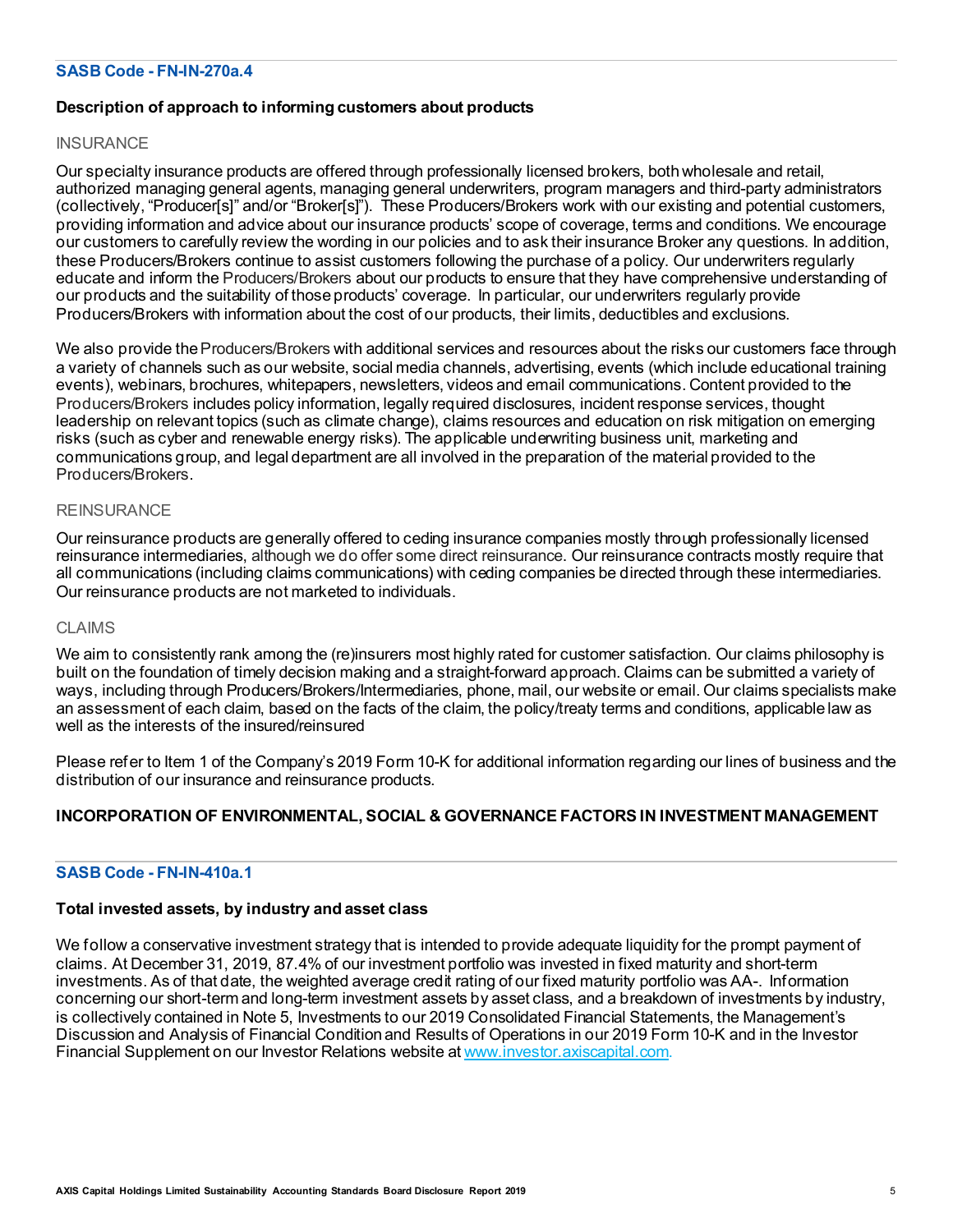### SASB Code - FN-IN-270a.4

**Description of approach to informing customers about products**

INSURANCE

Our specialty insurance products are offered through professionally licensed brokers, both wholesale and retail, authorized managing general agents, managing general underwriters, program managers and third-party administrators (collectively, "Producer[s]" and/or "Broker[s]"). These Producers/Brokers work with our existing and potential customers, providing information and advice about our insurance products' scope of coverage, terms and conditions. We encourage our customers to carefully review the wording in our policies and to ask their insurance Broker any questions. In addition, these Producers/Brokers continue to assist customers following the purchase of a policy. Our underwriters regularly educate and inform the Producers/Brokers about our products to ensure that they have comprehensive understanding of our products and the suitability of those products' coverage. In particular, our underwriters regularly provide Producers/Brokers with information about the cost of our products, their limits, deductibles and exclusions.

We also provide the Producers/Brokers with additional services and resources about the risks our customers face through a variety of channels such as our website, social media channels, advertising, events (which include educational training events), webinars, brochures, whitepapers, newsletters, videos and email communications. Content provided to the Producers/Brokers includes policy information, legally required disclosures, incident response services, thought leadership on relevant topics (such as climate change), claims resources and education on risk mitigation on emerging risks (such as cyber and renewable energy risks). The applicable underwriting business unit, marketing and communications group, and legal department are all involved in the preparation of the material provided to the Producers/Brokers.

REINSURANCE

Our reinsurance products are generally offered to ceding insurance companies mostly through professionally licensed reinsurance intermediaries, although we do offer some direct reinsurance. Our reinsurance contracts mostly require that all communications (including claims communications) with ceding companies be directed through these intermediaries. Our reinsurance products are not marketed to individuals.

CLAIMS

We aim to consistently rank among the (re)insurers most highly rated for customer satisfaction. Our claims philosophy is built on the foundation of timely decision making and a straight-forward approach. Claims can be submitted a variety of ways, including through Producers/Brokers/Intermediaries, phone, mail, our website or email. Our claims specialists make an assessment of each claim, based on the facts of the claim, the policy/treaty terms and conditions, applicable law as well as the interests of the insured/reinsured

Please refer to Item 1 of the Company's 2019 Form 10-K for additional information regarding our lines of business and the distribution of our insurance and reinsurance products.

## INCORPORATION OF ENVIRONMENTAL, SOCIAL & GOVERNANCE FACTORS IN INVESTMENT MANAGEMENT

### SASB Code - FN-IN-410a.1

**Total invested assets, by industry and asset class**

We follow a conservative investment strategy that is intended to provide adequate liquidity for the prompt payment of claims. At December 31, 2019, 87.4% of our investment portfolio was invested in fixed maturity and short-term investments. As of that date, the weighted average credit rating of our fixed maturity portfolio was AA-. Information concerning our short-term and long-term investment assets by asset class, and a breakdown of investments by industry, is collectively contained in Note 5, Investments to our 2019 Consolidated Financial Statements, the Management's Discussion and Analysis of Financial Condition and Results of Operations in our 2019 Form 10-K and in the Investor Financial Supplement on our Investor Relations website at www.investor.axiscapital.com.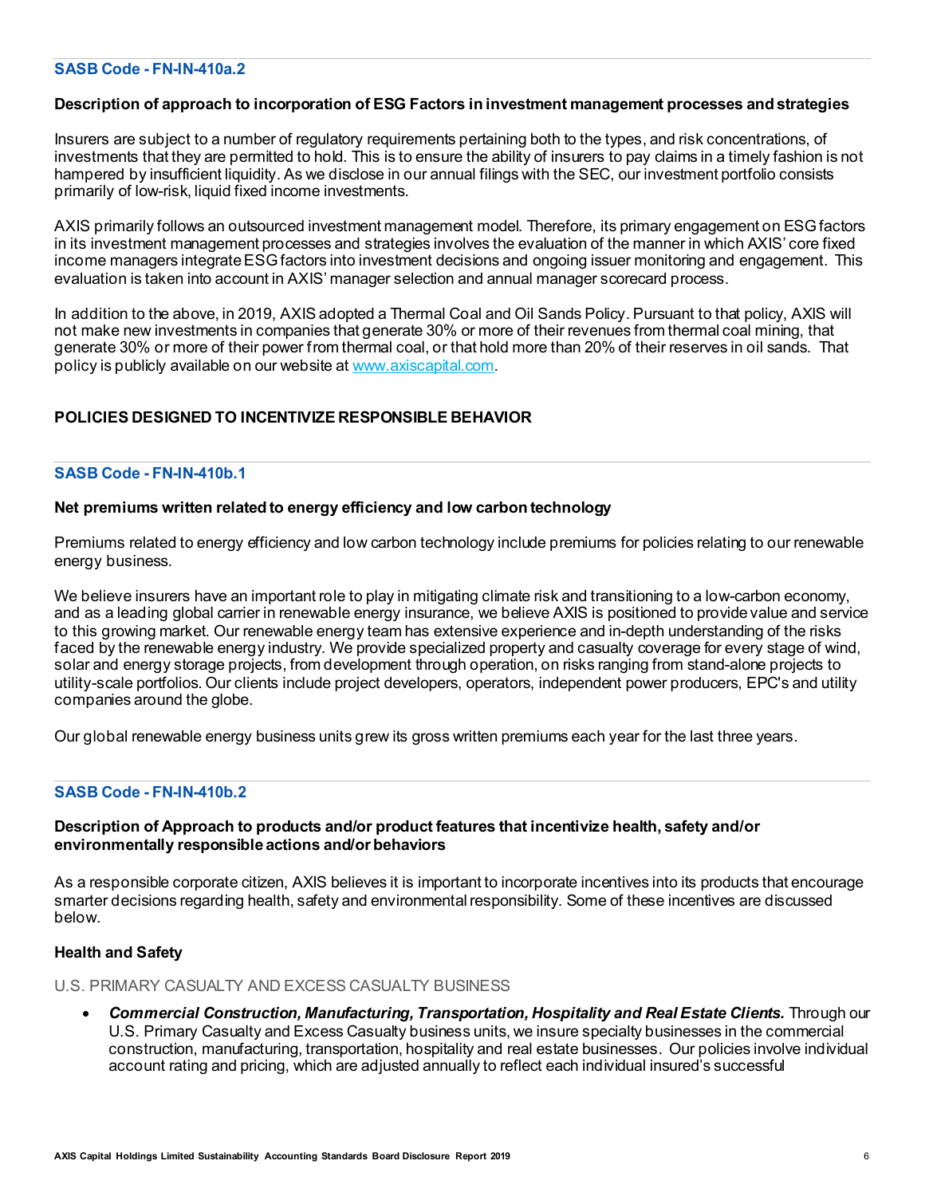### SASB Code - FN-IN-410a.2

**Description of approach to incorporation of ESG Factors in investment management processes and strategies**

Insurers are subject to a number of regulatory requirements pertaining both to the types, and risk concentrations, of investments that they are permitted to hold. This is to ensure the ability of insurers to pay claims in a timely fashion is not hampered by insufficient liquidity. As we disclose in our annual filings with the SEC, our investment portfolio consists primarily of low-risk, liquid fixed income investments.

AXIS primarily follows an outsourced investment management model. Therefore, its primary engagement on ESG factors in its investment management processes and strategies involves the evaluation of the manner in which AXIS' core fixed income managers integrate ESG factors into investment decisions and ongoing issuer monitoring and engagement. This evaluation is taken into account in AXIS' manager selection and annual manager scorecard process.

In addition to the above, in 2019, AXIS adopted a Thermal Coal and Oil Sands Policy. Pursuant to that policy, AXIS will not make new investments in companies that generate 30% or more of their revenues from thermal coal mining, that generate 30% or more of their power from thermal coal, or that hold more than 20% of their reserves in oil sands. That policy is publicly available on our website at [www.axiscapital.com](www.axiscapital.com).

## POLICIES DESIGNED TO INCENTIVIZE RESPONSIBLE BEHAVIOR

### SASB Code - FN-IN-410b.1

**Net premiums written related to energy efficiency and low carbon technology**

Premiums related to energy efficiency and low carbon technology include premiums for policies relating to our renewable energy business.

We believe insurers have an important role to play in mitigating climate risk and transitioning to a low-carbon economy, and as a leading global carrier in renewable energy insurance, we believe AXIS is positioned to provide value and service to this growing market. Our renewable energy team has extensive experience and in-depth understanding of the risks faced by the renewable energy industry. We provide specialized property and casualty coverage for every stage of wind, solar and energy storage projects, from development through operation, on risks ranging from stand-alone projects to utility-scale portfolios. Our clients include project developers, operators, independent power producers, EPC's and utility companies around the globe.

Our global renewable energy business units grew its gross written premiums each year for the last three years.

### SASB Code - FN-IN-410b.2

**Description of Approach to products and/or product features that incentivize health, safety and/or environmentally responsible actions and/or behaviors**

As a responsible corporate citizen, AXIS believes it is important to incorporate incentives into its products that encourage smarter decisions regarding health, safety and environmental responsibility. Some of these incentives are discussed below.

**Health and Safety**

U.S. PRIMARY CASUALTY AND EXCESS CASUALTY BUSINESS

- ***Commercial Construction, Manufacturing, Transportation, Hospitality and Real Estate Clients.*** Through our U.S. Primary Casualty and Excess Casualty business units, we insure specialty businesses in the commercial construction, manufacturing, transportation, hospitality and real estate businesses. Our policies involve individual account rating and pricing, which are adjusted annually to reflect each individual insured's successful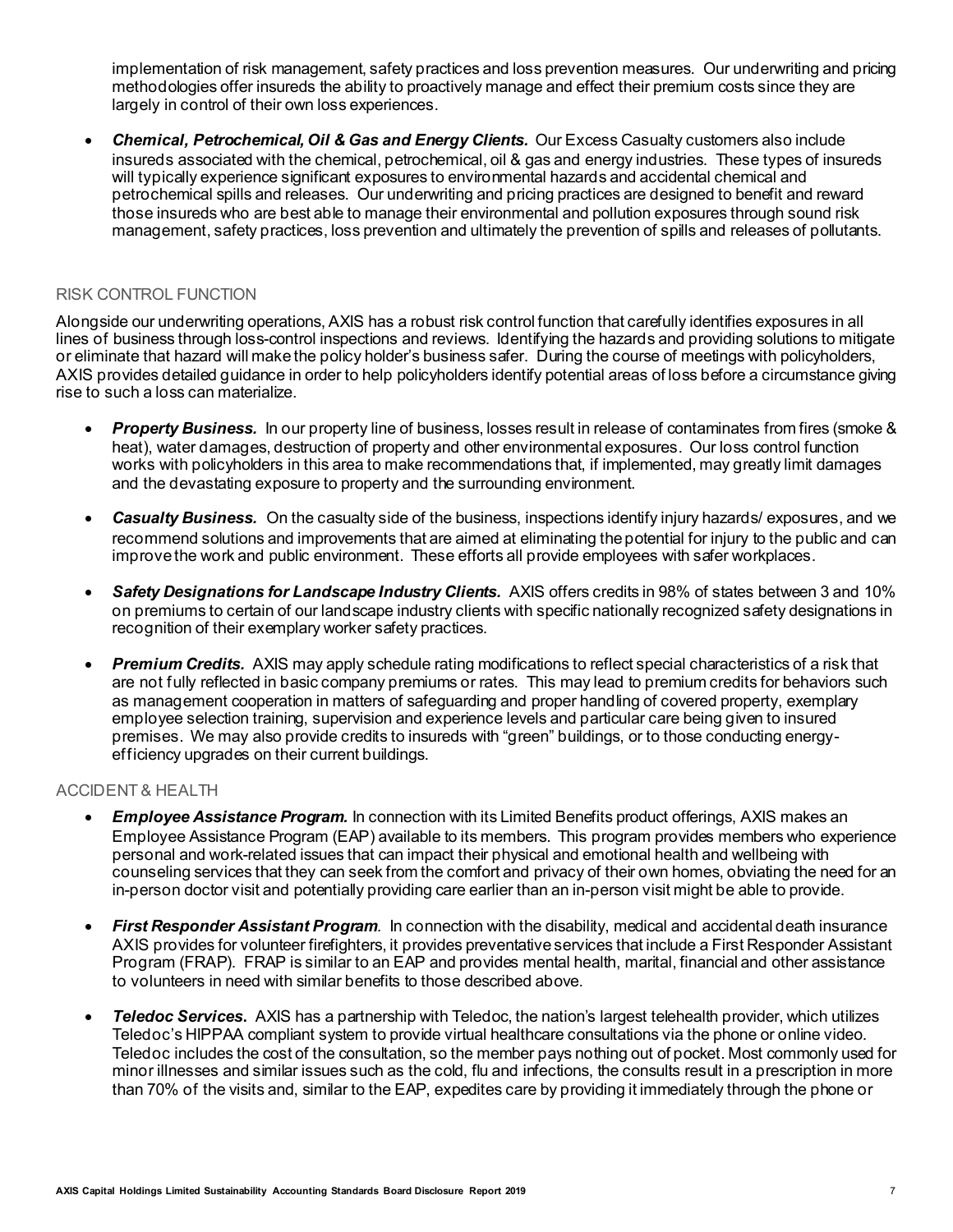implementation of risk management, safety practices and loss prevention measures. Our underwriting and pricing methodologies offer insureds the ability to proactively manage and effect their premium costs since they are largely in control of their own loss experiences.

- ***Chemical, Petrochemical, Oil & Gas and Energy Clients.*** Our Excess Casualty customers also include insureds associated with the chemical, petrochemical, oil & gas and energy industries. These types of insureds will typically experience significant exposures to environmental hazards and accidental chemical and petrochemical spills and releases. Our underwriting and pricing practices are designed to benefit and reward those insureds who are best able to manage their environmental and pollution exposures through sound risk management, safety practices, loss prevention and ultimately the prevention of spills and releases of pollutants.

## RISK CONTROL FUNCTION

Alongside our underwriting operations, AXIS has a robust risk control function that carefully identifies exposures in all lines of business through loss-control inspections and reviews. Identifying the hazards and providing solutions to mitigate or eliminate that hazard will make the policy holder's business safer. During the course of meetings with policyholders, AXIS provides detailed guidance in order to help policyholders identify potential areas of loss before a circumstance giving rise to such a loss can materialize.

- ***Property Business.*** In our property line of business, losses result in release of contaminates from fires (smoke & heat), water damages, destruction of property and other environmental exposures. Our loss control function works with policyholders in this area to make recommendations that, if implemented, may greatly limit damages and the devastating exposure to property and the surrounding environment.
- ***Casualty Business.*** On the casualty side of the business, inspections identify injury hazards/ exposures, and we recommend solutions and improvements that are aimed at eliminating the potential for injury to the public and can improve the work and public environment. These efforts all provide employees with safer workplaces.
- ***Safety Designations for Landscape Industry Clients.*** AXIS offers credits in 98% of states between 3 and 10% on premiums to certain of our landscape industry clients with specific nationally recognized safety designations in recognition of their exemplary worker safety practices.
- ***Premium Credits.*** AXIS may apply schedule rating modifications to reflect special characteristics of a risk that are not fully reflected in basic company premiums or rates. This may lead to premium credits for behaviors such as management cooperation in matters of safeguarding and proper handling of covered property, exemplary employee selection training, supervision and experience levels and particular care being given to insured premises. We may also provide credits to insureds with "green" buildings, or to those conducting energy-efficiency upgrades on their current buildings.

## ACCIDENT & HEALTH

- ***Employee Assistance Program.*** In connection with its Limited Benefits product offerings, AXIS makes an Employee Assistance Program (EAP) available to its members. This program provides members who experience personal and work-related issues that can impact their physical and emotional health and wellbeing with counseling services that they can seek from the comfort and privacy of their own homes, obviating the need for an in-person doctor visit and potentially providing care earlier than an in-person visit might be able to provide.
- ***First Responder Assistant Program***. In connection with the disability, medical and accidental death insurance AXIS provides for volunteer firefighters, it provides preventative services that include a First Responder Assistant Program (FRAP). FRAP is similar to an EAP and provides mental health, marital, financial and other assistance to volunteers in need with similar benefits to those described above.
- ***Teledoc Services.*** AXIS has a partnership with Teledoc, the nation's largest telehealth provider, which utilizes Teledoc's HIPPAA compliant system to provide virtual healthcare consultations via the phone or online video. Teledoc includes the cost of the consultation, so the member pays nothing out of pocket. Most commonly used for minor illnesses and similar issues such as the cold, flu and infections, the consults result in a prescription in more than 70% of the visits and, similar to the EAP, expedites care by providing it immediately through the phone or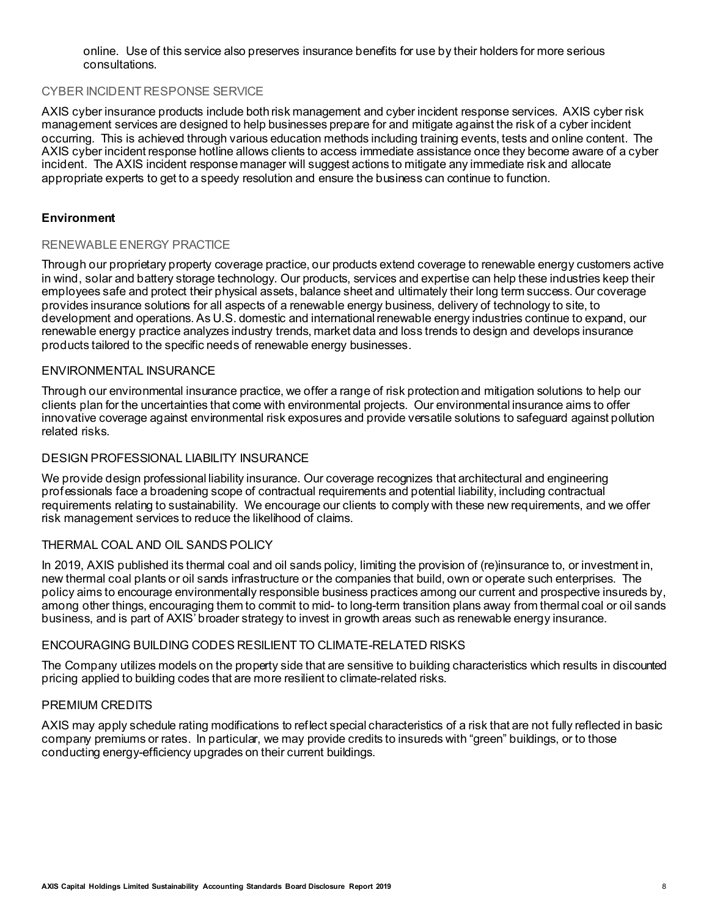online. Use of this service also preserves insurance benefits for use by their holders for more serious consultations.

### CYBER INCIDENT RESPONSE SERVICE

AXIS cyber insurance products include both risk management and cyber incident response services. AXIS cyber risk management services are designed to help businesses prepare for and mitigate against the risk of a cyber incident occurring. This is achieved through various education methods including training events, tests and online content. The AXIS cyber incident response hotline allows clients to access immediate assistance once they become aware of a cyber incident. The AXIS incident response manager will suggest actions to mitigate any immediate risk and allocate appropriate experts to get to a speedy resolution and ensure the business can continue to function.

## Environment

### RENEWABLE ENERGY PRACTICE

Through our proprietary property coverage practice, our products extend coverage to renewable energy customers active in wind, solar and battery storage technology. Our products, services and expertise can help these industries keep their employees safe and protect their physical assets, balance sheet and ultimately their long term success. Our coverage provides insurance solutions for all aspects of a renewable energy business, delivery of technology to site, to development and operations. As U.S. domestic and international renewable energy industries continue to expand, our renewable energy practice analyzes industry trends, market data and loss trends to design and develops insurance products tailored to the specific needs of renewable energy businesses.

### ENVIRONMENTAL INSURANCE

Through our environmental insurance practice, we offer a range of risk protection and mitigation solutions to help our clients plan for the uncertainties that come with environmental projects. Our environmental insurance aims to offer innovative coverage against environmental risk exposures and provide versatile solutions to safeguard against pollution related risks.

### DESIGN PROFESSIONAL LIABILITY INSURANCE

We provide design professional liability insurance. Our coverage recognizes that architectural and engineering professionals face a broadening scope of contractual requirements and potential liability, including contractual requirements relating to sustainability. We encourage our clients to comply with these new requirements, and we offer risk management services to reduce the likelihood of claims.

### THERMAL COAL AND OIL SANDS POLICY

In 2019, AXIS published its thermal coal and oil sands policy, limiting the provision of (re)insurance to, or investment in, new thermal coal plants or oil sands infrastructure or the companies that build, own or operate such enterprises. The policy aims to encourage environmentally responsible business practices among our current and prospective insureds by, among other things, encouraging them to commit to mid- to long-term transition plans away from thermal coal or oil sands business, and is part of AXIS' broader strategy to invest in growth areas such as renewable energy insurance.

### ENCOURAGING BUILDING CODES RESILIENT TO CLIMATE-RELATED RISKS

The Company utilizes models on the property side that are sensitive to building characteristics which results in discounted pricing applied to building codes that are more resilient to climate-related risks.

### PREMIUM CREDITS

AXIS may apply schedule rating modifications to reflect special characteristics of a risk that are not fully reflected in basic company premiums or rates. In particular, we may provide credits to insureds with "green" buildings, or to those conducting energy-efficiency upgrades on their current buildings.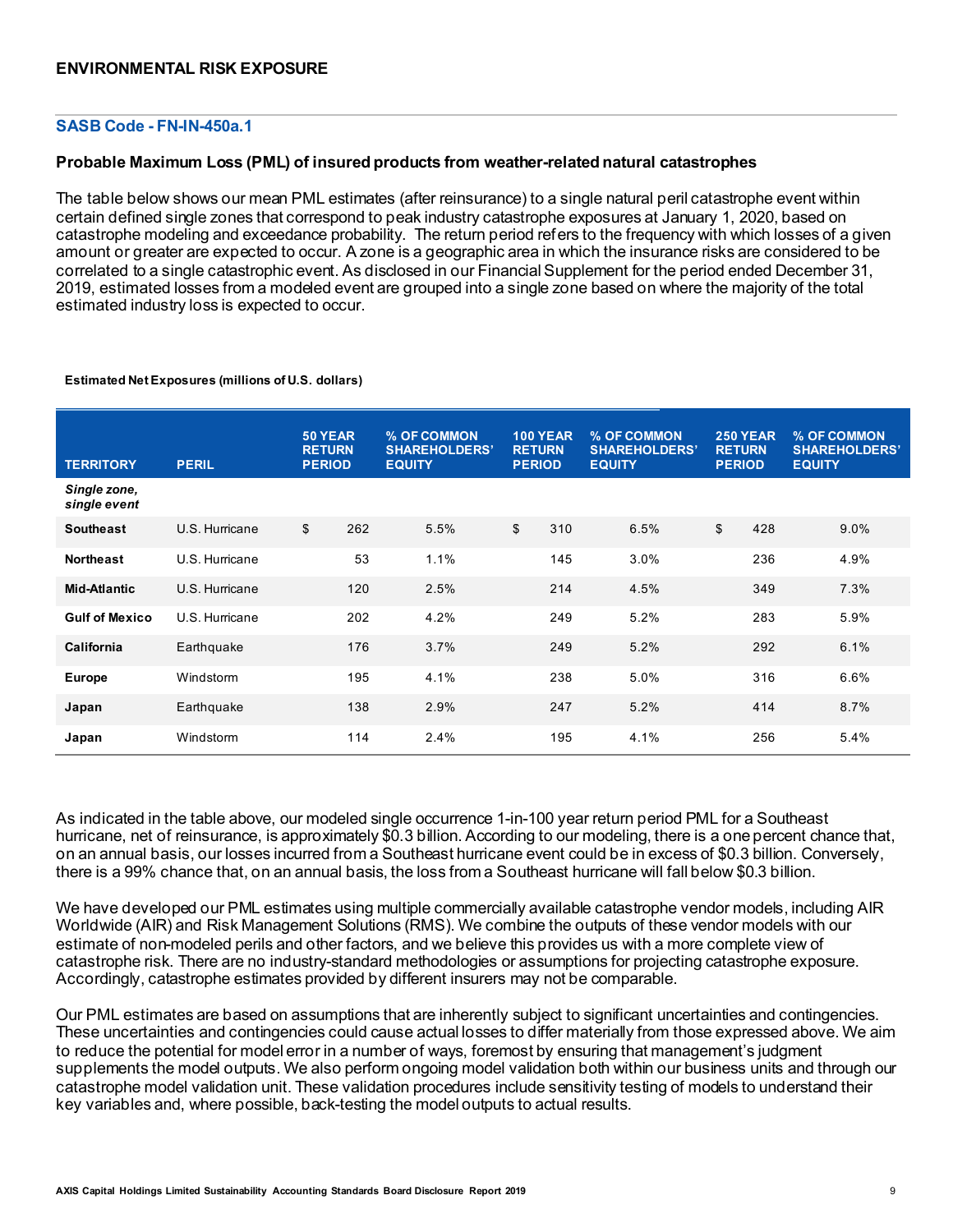## ENVIRONMENTAL RISK EXPOSURE

### SASB Code - FN-IN-450a.1

**Probable Maximum Loss (PML) of insured products from weather-related natural catastrophes**

The table below shows our mean PML estimates (after reinsurance) to a single natural peril catastrophe event within certain defined single zones that correspond to peak industry catastrophe exposures at January 1, 2020, based on catastrophe modeling and exceedance probability. The return period refers to the frequency with which losses of a given amount or greater are expected to occur. A zone is a geographic area in which the insurance risks are considered to be correlated to a single catastrophic event. As disclosed in our Financial Supplement for the period ended December 31, 2019, estimated losses from a modeled event are grouped into a single zone based on where the majority of the total estimated industry loss is expected to occur.

**Estimated Net Exposures (millions of U.S. dollars)**

| TERRITORY | PERIL | 50 YEAR RETURN PERIOD | % OF COMMON SHAREHOLDERS' EQUITY | 100 YEAR RETURN PERIOD | % OF COMMON SHAREHOLDERS' EQUITY | 250 YEAR RETURN PERIOD | % OF COMMON SHAREHOLDERS' EQUITY |
|---|---|---|---|---|---|---|---|
| ***Single zone, single event*** | | | | | | | |
| **Southeast** | U.S. Hurricane | $ 262 | 5.5% | $ 310 | 6.5% | $ 428 | 9.0% |
| **Northeast** | U.S. Hurricane | 53 | 1.1% | 145 | 3.0% | 236 | 4.9% |
| **Mid-Atlantic** | U.S. Hurricane | 120 | 2.5% | 214 | 4.5% | 349 | 7.3% |
| **Gulf of Mexico** | U.S. Hurricane | 202 | 4.2% | 249 | 5.2% | 283 | 5.9% |
| **California** | Earthquake | 176 | 3.7% | 249 | 5.2% | 292 | 6.1% |
| **Europe** | Windstorm | 195 | 4.1% | 238 | 5.0% | 316 | 6.6% |
| **Japan** | Earthquake | 138 | 2.9% | 247 | 5.2% | 414 | 8.7% |
| **Japan** | Windstorm | 114 | 2.4% | 195 | 4.1% | 256 | 5.4% |

As indicated in the table above, our modeled single occurrence 1-in-100 year return period PML for a Southeast hurricane, net of reinsurance, is approximately $0.3 billion. According to our modeling, there is a one percent chance that, on an annual basis, our losses incurred from a Southeast hurricane event could be in excess of $0.3 billion. Conversely, there is a 99% chance that, on an annual basis, the loss from a Southeast hurricane will fall below $0.3 billion.

We have developed our PML estimates using multiple commercially available catastrophe vendor models, including AIR Worldwide (AIR) and Risk Management Solutions (RMS). We combine the outputs of these vendor models with our estimate of non-modeled perils and other factors, and we believe this provides us with a more complete view of catastrophe risk. There are no industry-standard methodologies or assumptions for projecting catastrophe exposure. Accordingly, catastrophe estimates provided by different insurers may not be comparable.

Our PML estimates are based on assumptions that are inherently subject to significant uncertainties and contingencies. These uncertainties and contingencies could cause actual losses to differ materially from those expressed above. We aim to reduce the potential for model error in a number of ways, foremost by ensuring that management's judgment supplements the model outputs. We also perform ongoing model validation both within our business units and through our catastrophe model validation unit. These validation procedures include sensitivity testing of models to understand their key variables and, where possible, back-testing the model outputs to actual results.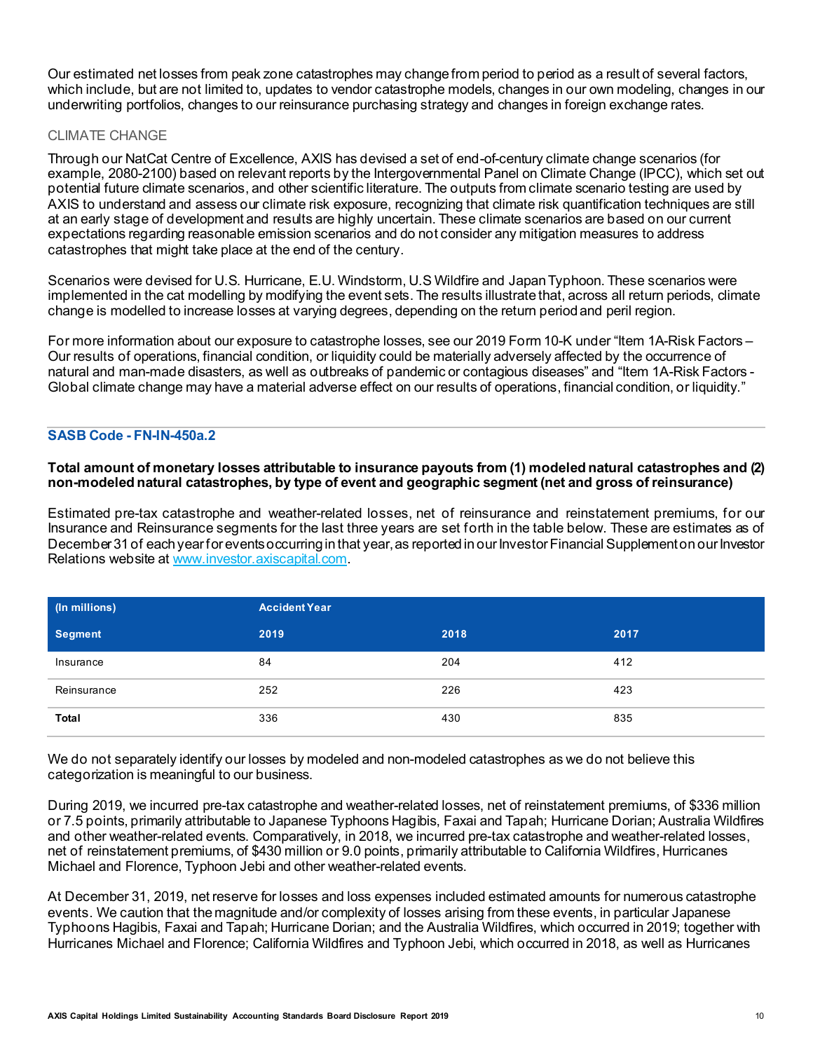Our estimated net losses from peak zone catastrophes may change from period to period as a result of several factors, which include, but are not limited to, updates to vendor catastrophe models, changes in our own modeling, changes in our underwriting portfolios, changes to our reinsurance purchasing strategy and changes in foreign exchange rates.

### CLIMATE CHANGE

Through our NatCat Centre of Excellence, AXIS has devised a set of end-of-century climate change scenarios (for example, 2080-2100) based on relevant reports by the Intergovernmental Panel on Climate Change (IPCC), which set out potential future climate scenarios, and other scientific literature. The outputs from climate scenario testing are used by AXIS to understand and assess our climate risk exposure, recognizing that climate risk quantification techniques are still at an early stage of development and results are highly uncertain. These climate scenarios are based on our current expectations regarding reasonable emission scenarios and do not consider any mitigation measures to address catastrophes that might take place at the end of the century.

Scenarios were devised for U.S. Hurricane, E.U. Windstorm, U.S Wildfire and Japan Typhoon. These scenarios were implemented in the cat modelling by modifying the event sets. The results illustrate that, across all return periods, climate change is modelled to increase losses at varying degrees, depending on the return period and peril region.

For more information about our exposure to catastrophe losses, see our 2019 Form 10-K under "Item 1A-Risk Factors – Our results of operations, financial condition, or liquidity could be materially adversely affected by the occurrence of natural and man-made disasters, as well as outbreaks of pandemic or contagious diseases" and "Item 1A-Risk Factors - Global climate change may have a material adverse effect on our results of operations, financial condition, or liquidity."

## SASB Code - FN-IN-450a.2

**Total amount of monetary losses attributable to insurance payouts from (1) modeled natural catastrophes and (2) non-modeled natural catastrophes, by type of event and geographic segment (net and gross of reinsurance)**

Estimated pre-tax catastrophe and weather-related losses, net of reinsurance and reinstatement premiums, for our Insurance and Reinsurance segments for the last three years are set forth in the table below. These are estimates as of December 31 of each year for events occurring in that year, as reported in our Investor Financial Supplement on our Investor Relations website at www.investor.axiscapital.com.

| (In millions) | Accident Year | | |
|---|---|---|---|
| **Segment** | **2019** | **2018** | **2017** |
| Insurance | 84 | 204 | 412 |
| Reinsurance | 252 | 226 | 423 |
| **Total** | 336 | 430 | 835 |

We do not separately identify our losses by modeled and non-modeled catastrophes as we do not believe this categorization is meaningful to our business.

During 2019, we incurred pre-tax catastrophe and weather-related losses, net of reinstatement premiums, of $336 million or 7.5 points, primarily attributable to Japanese Typhoons Hagibis, Faxai and Tapah; Hurricane Dorian; Australia Wildfires and other weather-related events. Comparatively, in 2018, we incurred pre-tax catastrophe and weather-related losses, net of reinstatement premiums, of $430 million or 9.0 points, primarily attributable to California Wildfires, Hurricanes Michael and Florence, Typhoon Jebi and other weather-related events.

At December 31, 2019, net reserve for losses and loss expenses included estimated amounts for numerous catastrophe events. We caution that the magnitude and/or complexity of losses arising from these events, in particular Japanese Typhoons Hagibis, Faxai and Tapah; Hurricane Dorian; and the Australia Wildfires, which occurred in 2019; together with Hurricanes Michael and Florence; California Wildfires and Typhoon Jebi, which occurred in 2018, as well as Hurricanes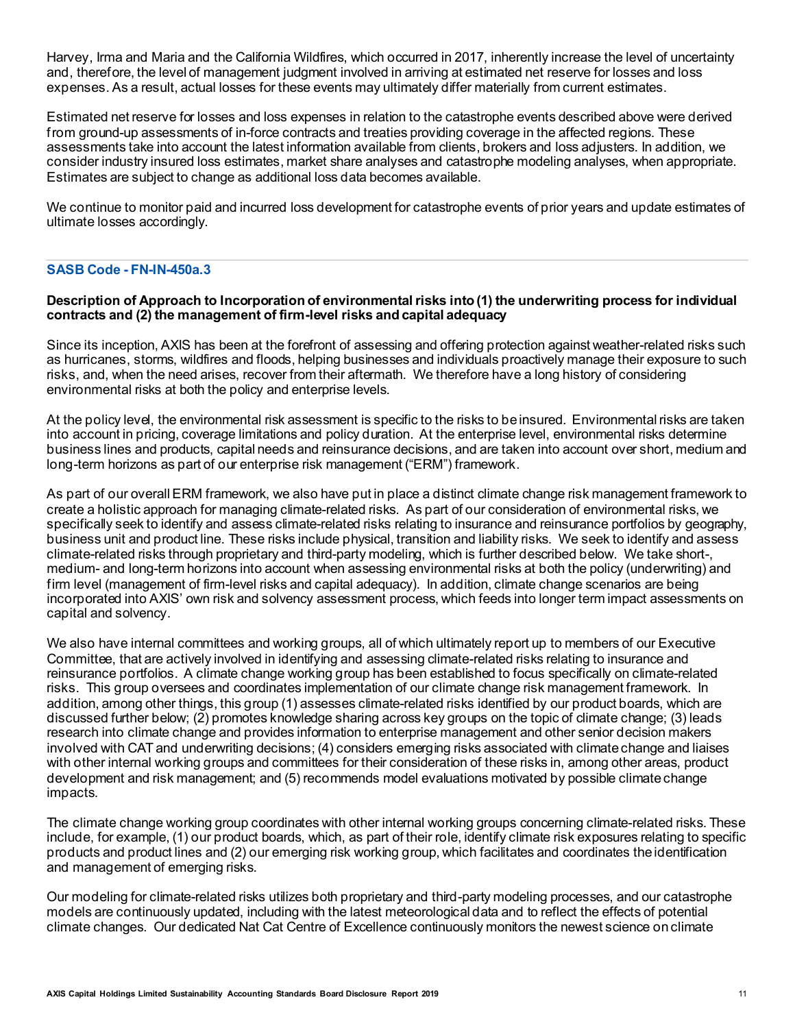Harvey, Irma and Maria and the California Wildfires, which occurred in 2017, inherently increase the level of uncertainty and, therefore, the level of management judgment involved in arriving at estimated net reserve for losses and loss expenses. As a result, actual losses for these events may ultimately differ materially from current estimates.

Estimated net reserve for losses and loss expenses in relation to the catastrophe events described above were derived from ground-up assessments of in-force contracts and treaties providing coverage in the affected regions. These assessments take into account the latest information available from clients, brokers and loss adjusters. In addition, we consider industry insured loss estimates, market share analyses and catastrophe modeling analyses, when appropriate. Estimates are subject to change as additional loss data becomes available.

We continue to monitor paid and incurred loss development for catastrophe events of prior years and update estimates of ultimate losses accordingly.

## SASB Code - FN-IN-450a.3

**Description of Approach to Incorporation of environmental risks into (1) the underwriting process for individual contracts and (2) the management of firm-level risks and capital adequacy**

Since its inception, AXIS has been at the forefront of assessing and offering protection against weather-related risks such as hurricanes, storms, wildfires and floods, helping businesses and individuals proactively manage their exposure to such risks, and, when the need arises, recover from their aftermath. We therefore have a long history of considering environmental risks at both the policy and enterprise levels.

At the policy level, the environmental risk assessment is specific to the risks to be insured. Environmental risks are taken into account in pricing, coverage limitations and policy duration. At the enterprise level, environmental risks determine business lines and products, capital needs and reinsurance decisions, and are taken into account over short, medium and long-term horizons as part of our enterprise risk management ("ERM") framework.

As part of our overall ERM framework, we also have put in place a distinct climate change risk management framework to create a holistic approach for managing climate-related risks. As part of our consideration of environmental risks, we specifically seek to identify and assess climate-related risks relating to insurance and reinsurance portfolios by geography, business unit and product line. These risks include physical, transition and liability risks. We seek to identify and assess climate-related risks through proprietary and third-party modeling, which is further described below. We take short-, medium- and long-term horizons into account when assessing environmental risks at both the policy (underwriting) and firm level (management of firm-level risks and capital adequacy). In addition, climate change scenarios are being incorporated into AXIS' own risk and solvency assessment process, which feeds into longer term impact assessments on capital and solvency.

We also have internal committees and working groups, all of which ultimately report up to members of our Executive Committee, that are actively involved in identifying and assessing climate-related risks relating to insurance and reinsurance portfolios. A climate change working group has been established to focus specifically on climate-related risks. This group oversees and coordinates implementation of our climate change risk management framework. In addition, among other things, this group (1) assesses climate-related risks identified by our product boards, which are discussed further below; (2) promotes knowledge sharing across key groups on the topic of climate change; (3) leads research into climate change and provides information to enterprise management and other senior decision makers involved with CAT and underwriting decisions; (4) considers emerging risks associated with climate change and liaises with other internal working groups and committees for their consideration of these risks in, among other areas, product development and risk management; and (5) recommends model evaluations motivated by possible climate change impacts.

The climate change working group coordinates with other internal working groups concerning climate-related risks. These include, for example, (1) our product boards, which, as part of their role, identify climate risk exposures relating to specific products and product lines and (2) our emerging risk working group, which facilitates and coordinates the identification and management of emerging risks.

Our modeling for climate-related risks utilizes both proprietary and third-party modeling processes, and our catastrophe models are continuously updated, including with the latest meteorological data and to reflect the effects of potential climate changes. Our dedicated Nat Cat Centre of Excellence continuously monitors the newest science on climate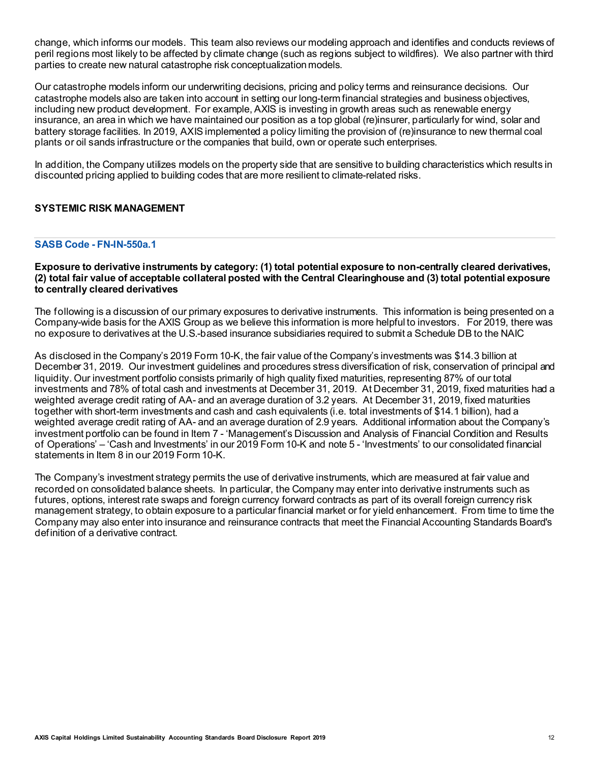change, which informs our models. This team also reviews our modeling approach and identifies and conducts reviews of peril regions most likely to be affected by climate change (such as regions subject to wildfires). We also partner with third parties to create new natural catastrophe risk conceptualization models.

Our catastrophe models inform our underwriting decisions, pricing and policy terms and reinsurance decisions. Our catastrophe models also are taken into account in setting our long-term financial strategies and business objectives, including new product development. For example, AXIS is investing in growth areas such as renewable energy insurance, an area in which we have maintained our position as a top global (re)insurer, particularly for wind, solar and battery storage facilities. In 2019, AXIS implemented a policy limiting the provision of (re)insurance to new thermal coal plants or oil sands infrastructure or the companies that build, own or operate such enterprises.

In addition, the Company utilizes models on the property side that are sensitive to building characteristics which results in discounted pricing applied to building codes that are more resilient to climate-related risks.

## SYSTEMIC RISK MANAGEMENT

### SASB Code - FN-IN-550a.1

**Exposure to derivative instruments by category: (1) total potential exposure to non-centrally cleared derivatives, (2) total fair value of acceptable collateral posted with the Central Clearinghouse and (3) total potential exposure to centrally cleared derivatives**

The following is a discussion of our primary exposures to derivative instruments. This information is being presented on a Company-wide basis for the AXIS Group as we believe this information is more helpful to investors. For 2019, there was no exposure to derivatives at the U.S.-based insurance subsidiaries required to submit a Schedule DB to the NAIC

As disclosed in the Company's 2019 Form 10-K, the fair value of the Company's investments was $14.3 billion at December 31, 2019. Our investment guidelines and procedures stress diversification of risk, conservation of principal and liquidity. Our investment portfolio consists primarily of high quality fixed maturities, representing 87% of our total investments and 78% of total cash and investments at December 31, 2019. At December 31, 2019, fixed maturities had a weighted average credit rating of AA- and an average duration of 3.2 years. At December 31, 2019, fixed maturities together with short-term investments and cash and cash equivalents (i.e. total investments of $14.1 billion), had a weighted average credit rating of AA- and an average duration of 2.9 years. Additional information about the Company's investment portfolio can be found in Item 7 - 'Management's Discussion and Analysis of Financial Condition and Results of Operations' – 'Cash and Investments' in our 2019 Form 10-K and note 5 - 'Investments' to our consolidated financial statements in Item 8 in our 2019 Form 10-K.

The Company's investment strategy permits the use of derivative instruments, which are measured at fair value and recorded on consolidated balance sheets. In particular, the Company may enter into derivative instruments such as futures, options, interest rate swaps and foreign currency forward contracts as part of its overall foreign currency risk management strategy, to obtain exposure to a particular financial market or for yield enhancement. From time to time the Company may also enter into insurance and reinsurance contracts that meet the Financial Accounting Standards Board's definition of a derivative contract.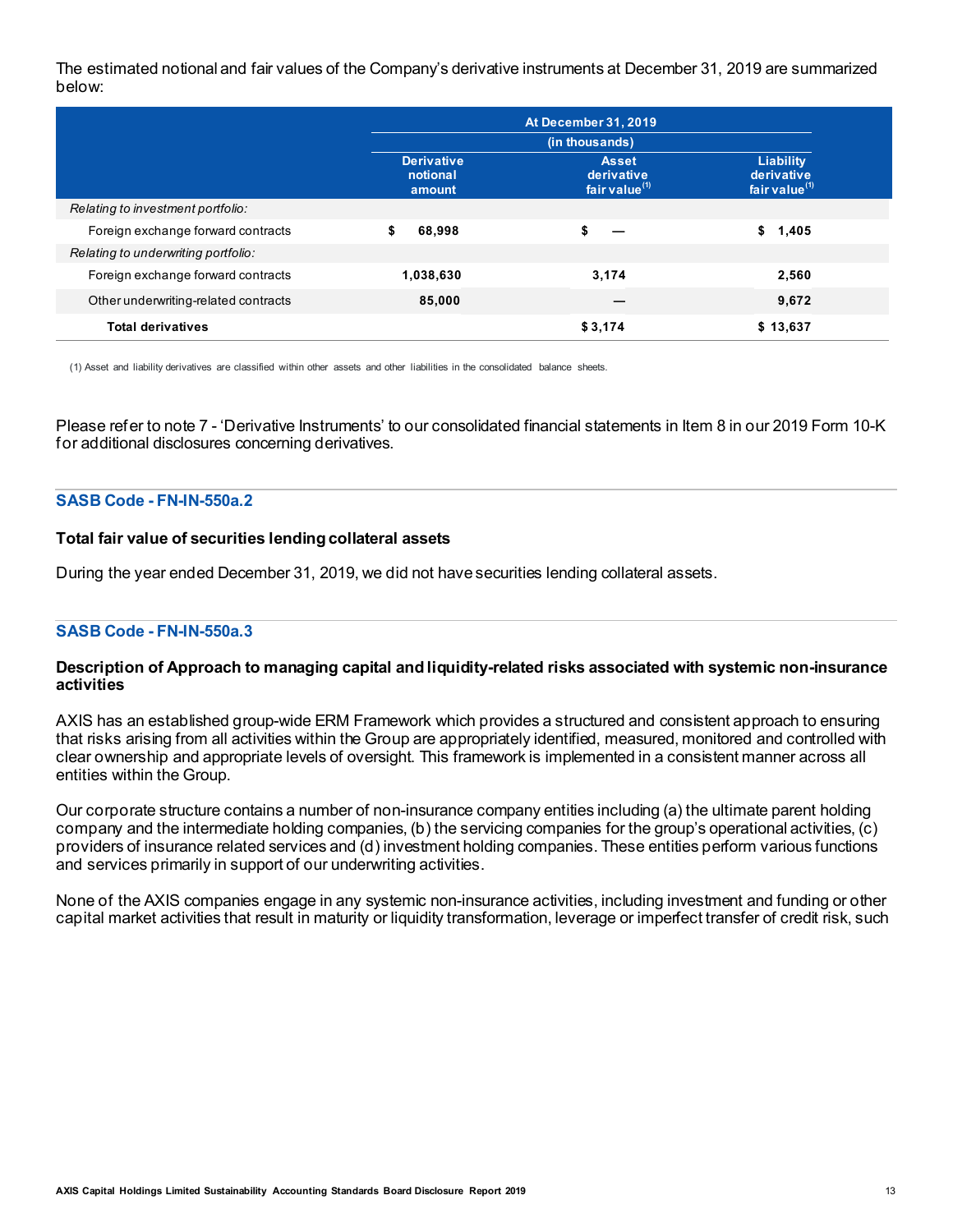The estimated notional and fair values of the Company's derivative instruments at December 31, 2019 are summarized below:

| | At December 31, 2019 (in thousands) | | |
|---|---|---|---|
| | Derivative notional amount | Asset derivative fair value[1] | Liability derivative fair value[1] |
| *Relating to investment portfolio:* | | | |
| Foreign exchange forward contracts | $ 68,998 | $ — | $ 1,405 |
| *Relating to underwriting portfolio:* | | | |
| Foreign exchange forward contracts | 1,038,630 | 3,174 | 2,560 |
| Other underwriting-related contracts | 85,000 | — | 9,672 |
| **Total derivatives** | | $ 3,174 | $ 13,637 |

(1) Asset and liability derivatives are classified within other assets and other liabilities in the consolidated balance sheets.

Please refer to note 7 - 'Derivative Instruments' to our consolidated financial statements in Item 8 in our 2019 Form 10-K for additional disclosures concerning derivatives.

### SASB Code - FN-IN-550a.2

**Total fair value of securities lending collateral assets**

During the year ended December 31, 2019, we did not have securities lending collateral assets.

### SASB Code - FN-IN-550a.3

**Description of Approach to managing capital and liquidity-related risks associated with systemic non-insurance activities**

AXIS has an established group-wide ERM Framework which provides a structured and consistent approach to ensuring that risks arising from all activities within the Group are appropriately identified, measured, monitored and controlled with clear ownership and appropriate levels of oversight. This framework is implemented in a consistent manner across all entities within the Group.

Our corporate structure contains a number of non-insurance company entities including (a) the ultimate parent holding company and the intermediate holding companies, (b) the servicing companies for the group's operational activities, (c) providers of insurance related services and (d) investment holding companies. These entities perform various functions and services primarily in support of our underwriting activities.

None of the AXIS companies engage in any systemic non-insurance activities, including investment and funding or other capital market activities that result in maturity or liquidity transformation, leverage or imperfect transfer of credit risk, such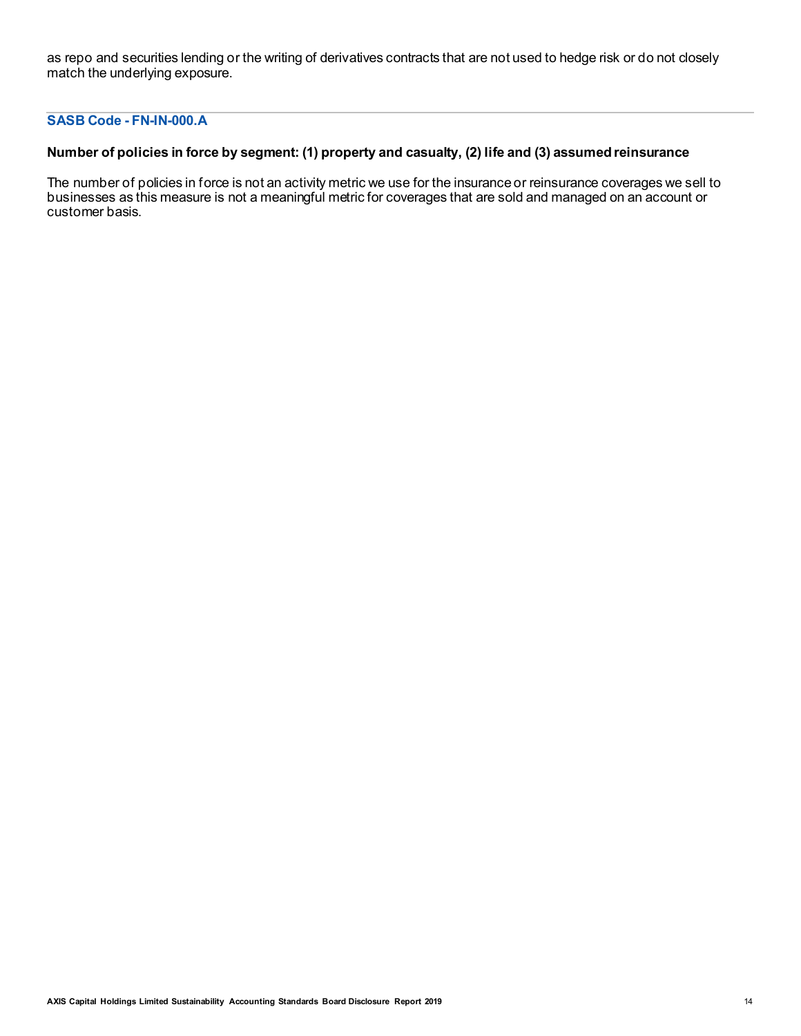as repo and securities lending or the writing of derivatives contracts that are not used to hedge risk or do not closely match the underlying exposure.

---

### SASB Code - FN-IN-000.A

**Number of policies in force by segment: (1) property and casualty, (2) life and (3) assumed reinsurance**

The number of policies in force is not an activity metric we use for the insurance or reinsurance coverages we sell to businesses as this measure is not a meaningful metric for coverages that are sold and managed on an account or customer basis.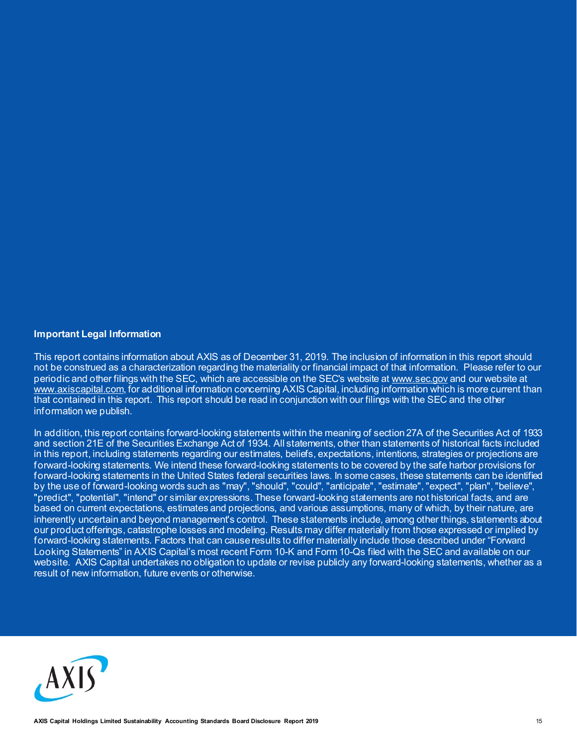**Important Legal Information**

This report contains information about AXIS as of December 31, 2019. The inclusion of information in this report should not be construed as a characterization regarding the materiality or financial impact of that information. Please refer to our periodic and other filings with the SEC, which are accessible on the SEC's website at www.sec.gov and our website at www.axiscapital.com, for additional information concerning AXIS Capital, including information which is more current than that contained in this report. This report should be read in conjunction with our filings with the SEC and the other information we publish.

In addition, this report contains forward-looking statements within the meaning of section 27A of the Securities Act of 1933 and section 21E of the Securities Exchange Act of 1934. All statements, other than statements of historical facts included in this report, including statements regarding our estimates, beliefs, expectations, intentions, strategies or projections are forward-looking statements. We intend these forward-looking statements to be covered by the safe harbor provisions for forward-looking statements in the United States federal securities laws. In some cases, these statements can be identified by the use of forward-looking words such as "may", "should", "could", "anticipate", "estimate", "expect", "plan", "believe", "predict", "potential", "intend" or similar expressions. These forward-looking statements are not historical facts, and are based on current expectations, estimates and projections, and various assumptions, many of which, by their nature, are inherently uncertain and beyond management's control. These statements include, among other things, statements about our product offerings, catastrophe losses and modeling. Results may differ materially from those expressed or implied by forward-looking statements. Factors that can cause results to differ materially include those described under "Forward Looking Statements" in AXIS Capital's most recent Form 10-K and Form 10-Qs filed with the SEC and available on our website. AXIS Capital undertakes no obligation to update or revise publicly any forward-looking statements, whether as a result of new information, future events or otherwise.

AXIS